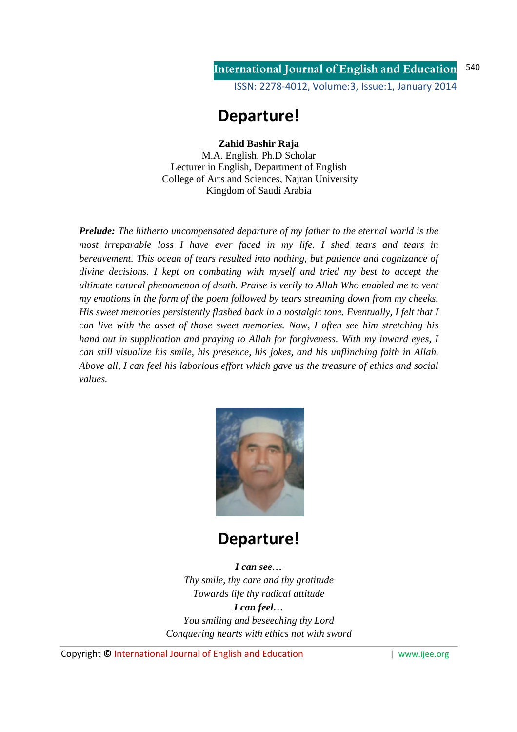# Departure!

**Zahid Bashir Raja**
M.A. English, Ph.D Scholar
Lecturer in English, Department of English
College of Arts and Sciences, Najran University
Kingdom of Saudi Arabia

***Prelude:*** *The hitherto uncompensated departure of my father to the eternal world is the most irreparable loss I have ever faced in my life. I shed tears and tears in bereavement. This ocean of tears resulted into nothing, but patience and cognizance of divine decisions. I kept on combating with myself and tried my best to accept the ultimate natural phenomenon of death. Praise is verily to Allah Who enabled me to vent my emotions in the form of the poem followed by tears streaming down from my cheeks. His sweet memories persistently flashed back in a nostalgic tone. Eventually, I felt that I can live with the asset of those sweet memories. Now, I often see him stretching his hand out in supplication and praying to Allah for forgiveness. With my inward eyes, I can still visualize his smile, his presence, his jokes, and his unflinching faith in Allah. Above all, I can feel his laborious effort which gave us the treasure of ethics and social values.*

# Departure!

***I can see…***
*Thy smile, thy care and thy gratitude*
*Towards life thy radical attitude*
***I can feel…***
*You smiling and beseeching thy Lord*
*Conquering hearts with ethics not with sword*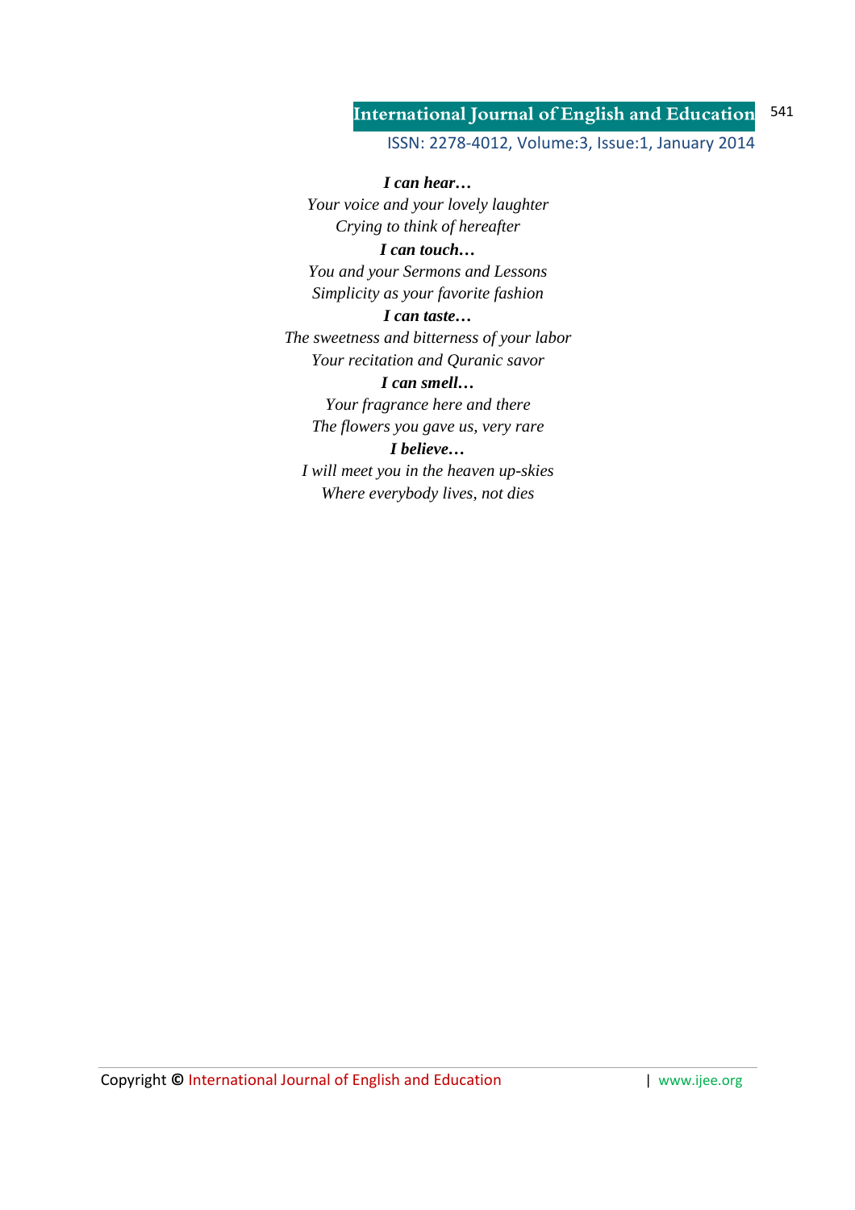***I can hear…***
*Your voice and your lovely laughter*
*Crying to think of hereafter*
***I can touch…***
*You and your Sermons and Lessons*
*Simplicity as your favorite fashion*
***I can taste…***
*The sweetness and bitterness of your labor*
*Your recitation and Quranic savor*
***I can smell…***
*Your fragrance here and there*
*The flowers you gave us, very rare*
***I believe…***
*I will meet you in the heaven up-skies*
*Where everybody lives, not dies*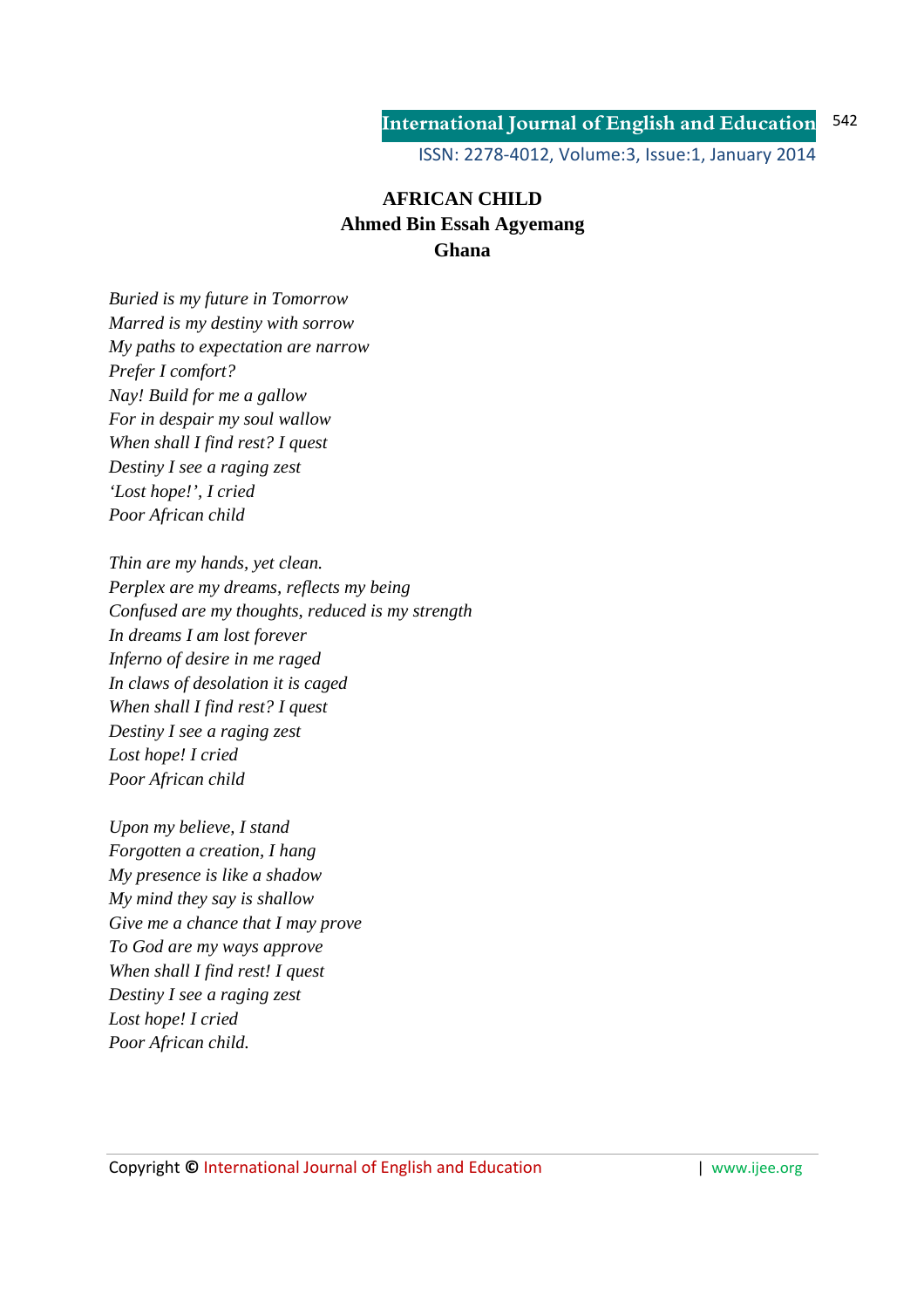## AFRICAN CHILD

**Ahmed Bin Essah Agyemang**

**Ghana**

*Buried is my future in Tomorrow*
*Marred is my destiny with sorrow*
*My paths to expectation are narrow*
*Prefer I comfort?*
*Nay! Build for me a gallow*
*For in despair my soul wallow*
*When shall I find rest? I quest*
*Destiny I see a raging zest*
*'Lost hope!', I cried*
*Poor African child*

*Thin are my hands, yet clean.*
*Perplex are my dreams, reflects my being*
*Confused are my thoughts, reduced is my strength*
*In dreams I am lost forever*
*Inferno of desire in me raged*
*In claws of desolation it is caged*
*When shall I find rest? I quest*
*Destiny I see a raging zest*
*Lost hope! I cried*
*Poor African child*

*Upon my believe, I stand*
*Forgotten a creation, I hang*
*My presence is like a shadow*
*My mind they say is shallow*
*Give me a chance that I may prove*
*To God are my ways approve*
*When shall I find rest! I quest*
*Destiny I see a raging zest*
*Lost hope! I cried*
*Poor African child.*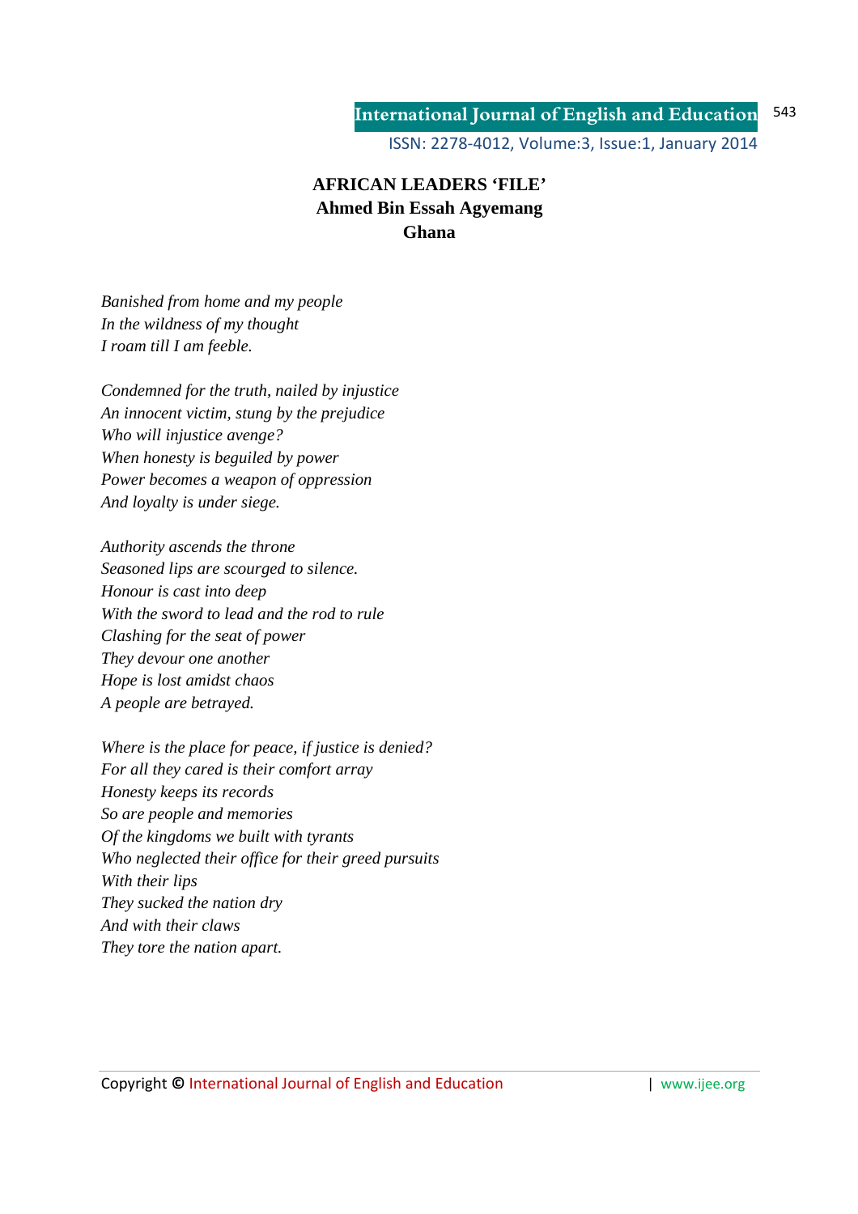**AFRICAN LEADERS 'FILE'**
**Ahmed Bin Essah Agyemang**
**Ghana**

*Banished from home and my people*
*In the wildness of my thought*
*I roam till I am feeble.*

*Condemned for the truth, nailed by injustice*
*An innocent victim, stung by the prejudice*
*Who will injustice avenge?*
*When honesty is beguiled by power*
*Power becomes a weapon of oppression*
*And loyalty is under siege.*

*Authority ascends the throne*
*Seasoned lips are scourged to silence.*
*Honour is cast into deep*
*With the sword to lead and the rod to rule*
*Clashing for the seat of power*
*They devour one another*
*Hope is lost amidst chaos*
*A people are betrayed.*

*Where is the place for peace, if justice is denied?*
*For all they cared is their comfort array*
*Honesty keeps its records*
*So are people and memories*
*Of the kingdoms we built with tyrants*
*Who neglected their office for their greed pursuits*
*With their lips*
*They sucked the nation dry*
*And with their claws*
*They tore the nation apart.*